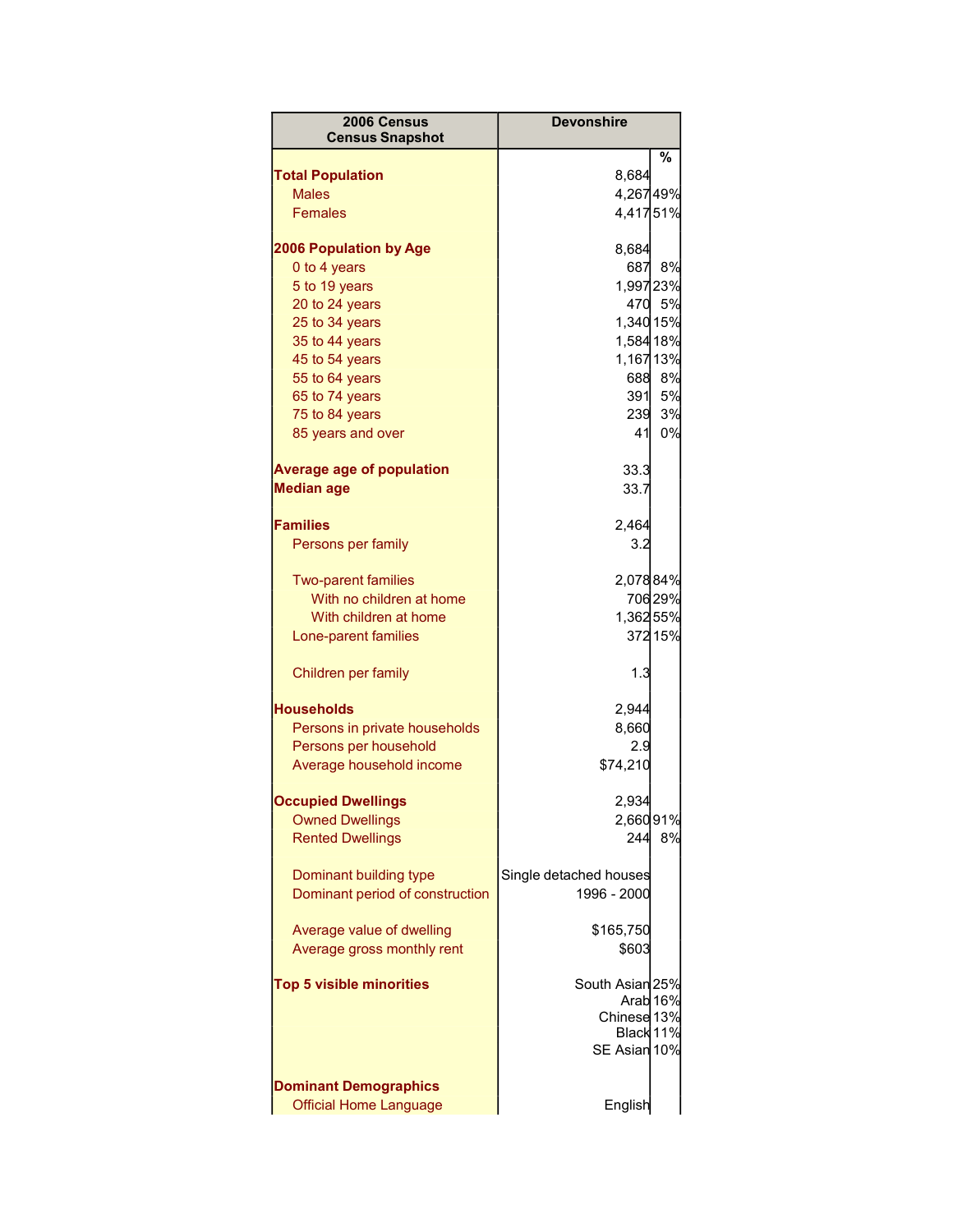| 2006 Census Census Snapshot | Devonshire | % |
|---|---|---|
| **Total Population** | 8,684 | |
| Males | 4,267 | 49% |
| Females | 4,417 | 51% |
| | | |
| **2006 Population by Age** | 8,684 | |
| 0 to 4 years | 687 | 8% |
| 5 to 19 years | 1,997 | 23% |
| 20 to 24 years | 470 | 5% |
| 25 to 34 years | 1,340 | 15% |
| 35 to 44 years | 1,584 | 18% |
| 45 to 54 years | 1,167 | 13% |
| 55 to 64 years | 688 | 8% |
| 65 to 74 years | 391 | 5% |
| 75 to 84 years | 239 | 3% |
| 85 years and over | 41 | 0% |
| | | |
| **Average age of population** | 33.3 | |
| **Median age** | 33.7 | |
| | | |
| **Families** | 2,464 | |
| Persons per family | 3.2 | |
| | | |
| Two-parent families | 2,078 | 84% |
| With no children at home | 706 | 29% |
| With children at home | 1,362 | 55% |
| Lone-parent families | 372 | 15% |
| | | |
| Children per family | 1.3 | |
| | | |
| **Households** | 2,944 | |
| Persons in private households | 8,660 | |
| Persons per household | 2.9 | |
| Average household income | $74,210 | |
| | | |
| **Occupied Dwellings** | 2,934 | |
| Owned Dwellings | 2,660 | 91% |
| Rented Dwellings | 244 | 8% |
| | | |
| Dominant building type | Single detached houses | |
| Dominant period of construction | 1996 - 2000 | |
| | | |
| Average value of dwelling | $165,750 | |
| Average gross monthly rent | $603 | |
| | | |
| **Top 5 visible minorities** | South Asian | 25% |
| | Arab | 16% |
| | Chinese | 13% |
| | Black | 11% |
| | SE Asian | 10% |
| | | |
| **Dominant Demographics** | | |
| Official Home Language | English | |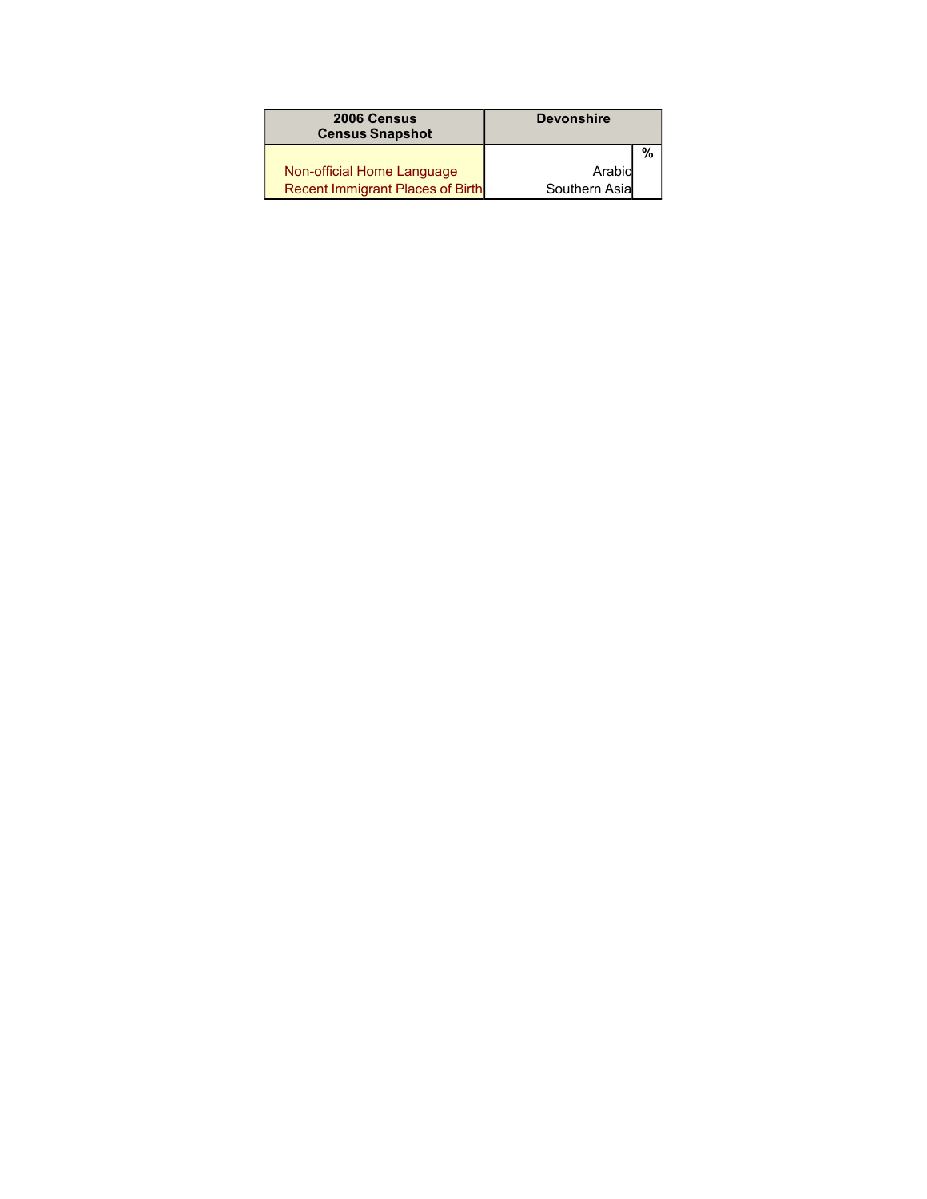| 2006 Census<br>Census Snapshot | Devonshire | |
|---|---|---|
| | | % |
| Non-official Home Language | Arabic | |
| Recent Immigrant Places of Birth | Southern Asia | |